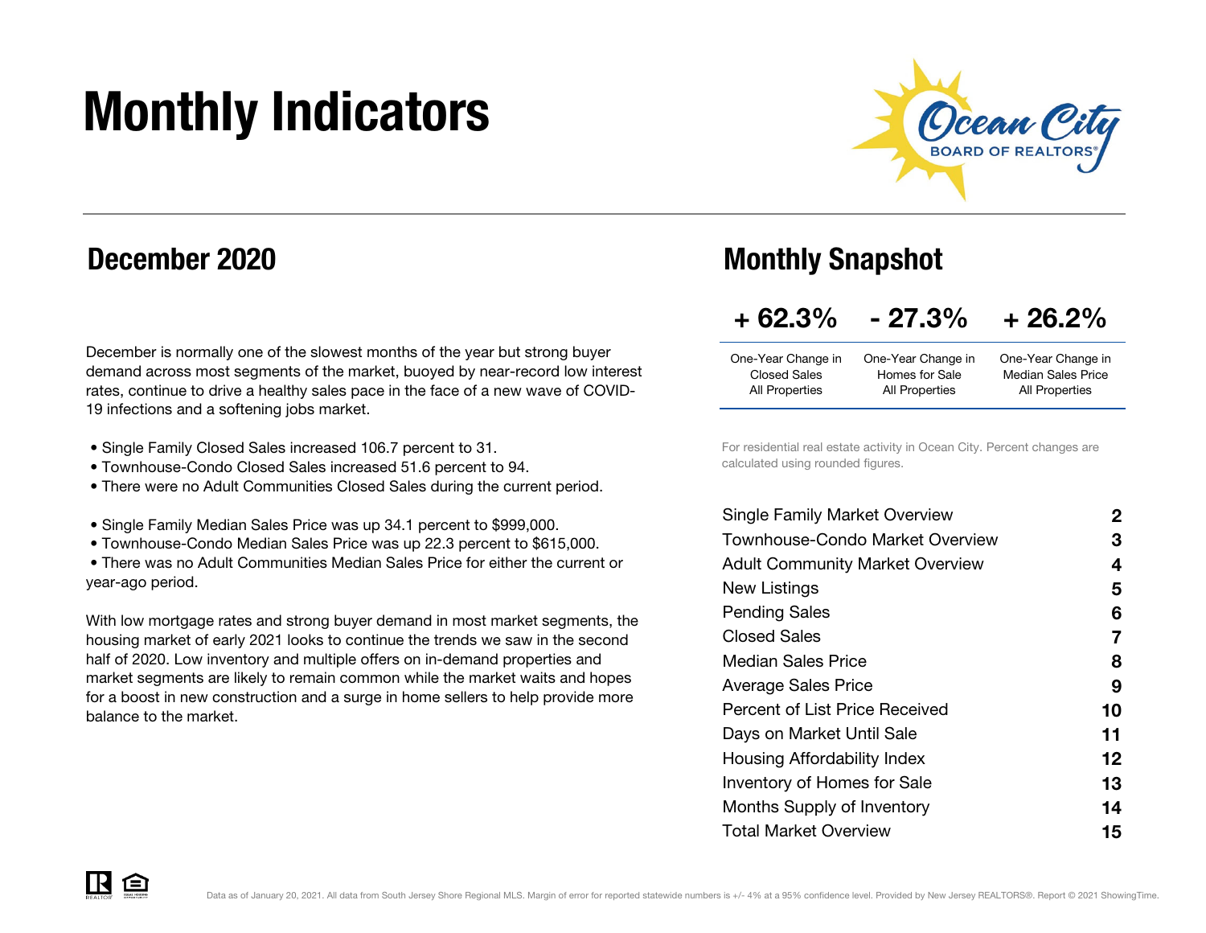# Monthly Indicators

Ocean City BOARD OF REALTORS®

## December 2020

December is normally one of the slowest months of the year but strong buyer demand across most segments of the market, buoyed by near-record low interest rates, continue to drive a healthy sales pace in the face of a new wave of COVID-19 infections and a softening jobs market.

- Single Family Closed Sales increased 106.7 percent to 31.
- Townhouse-Condo Closed Sales increased 51.6 percent to 94.
- There were no Adult Communities Closed Sales during the current period.

- Single Family Median Sales Price was up 34.1 percent to $999,000.
- Townhouse-Condo Median Sales Price was up 22.3 percent to $615,000.
- There was no Adult Communities Median Sales Price for either the current or year-ago period.

With low mortgage rates and strong buyer demand in most market segments, the housing market of early 2021 looks to continue the trends we saw in the second half of 2020. Low inventory and multiple offers on in-demand properties and market segments are likely to remain common while the market waits and hopes for a boost in new construction and a surge in home sellers to help provide more balance to the market.

## Monthly Snapshot

| + 62.3% | - 27.3% | + 26.2% |
|---|---|---|
| One-Year Change in Closed Sales All Properties | One-Year Change in Homes for Sale All Properties | One-Year Change in Median Sales Price All Properties |

For residential real estate activity in Ocean City. Percent changes are calculated using rounded figures.

| | |
|---|---|
| Single Family Market Overview | 2 |
| Townhouse-Condo Market Overview | 3 |
| Adult Community Market Overview | 4 |
| New Listings | 5 |
| Pending Sales | 6 |
| Closed Sales | 7 |
| Median Sales Price | 8 |
| Average Sales Price | 9 |
| Percent of List Price Received | 10 |
| Days on Market Until Sale | 11 |
| Housing Affordability Index | 12 |
| Inventory of Homes for Sale | 13 |
| Months Supply of Inventory | 14 |
| Total Market Overview | 15 |

Data as of January 20, 2021. All data from South Jersey Shore Regional MLS. Margin of error for reported statewide numbers is +/- 4% at a 95% confidence level. Provided by New Jersey REALTORS®. Report © 2021 ShowingTime.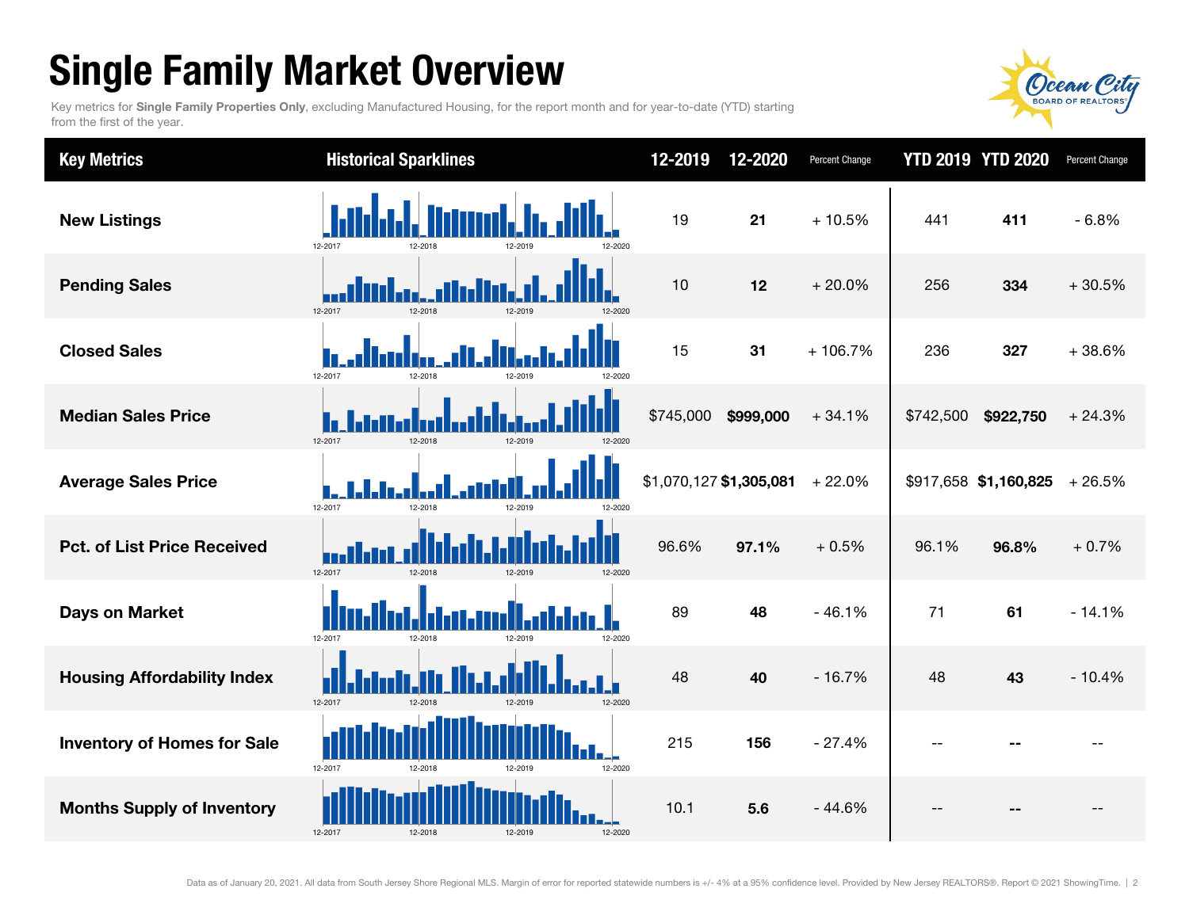# Single Family Market Overview

Key metrics for **Single Family Properties Only**, excluding Manufactured Housing, for the report month and for year-to-date (YTD) starting from the first of the year.

| Key Metrics | Historical Sparklines | 12-2019 | 12-2020 | Percent Change | YTD 2019 | YTD 2020 | Percent Change |
|---|---|---|---|---|---|---|---|
| New Listings | 12-2017 12-2018 12-2019 12-2020 | 19 | **21** | + 10.5% | 441 | **411** | - 6.8% |
| Pending Sales | 12-2017 12-2018 12-2019 12-2020 | 10 | **12** | + 20.0% | 256 | **334** | + 30.5% |
| Closed Sales | 12-2017 12-2018 12-2019 12-2020 | 15 | **31** | + 106.7% | 236 | **327** | + 38.6% |
| Median Sales Price | 12-2017 12-2018 12-2019 12-2020 | $745,000 | **$999,000** | + 34.1% | $742,500 | **$922,750** | + 24.3% |
| Average Sales Price | 12-2017 12-2018 12-2019 12-2020 | $1,070,127 | **$1,305,081** | + 22.0% | $917,658 | **$1,160,825** | + 26.5% |
| Pct. of List Price Received | 12-2017 12-2018 12-2019 12-2020 | 96.6% | **97.1%** | + 0.5% | 96.1% | **96.8%** | + 0.7% |
| Days on Market | 12-2017 12-2018 12-2019 12-2020 | 89 | **48** | - 46.1% | 71 | **61** | - 14.1% |
| Housing Affordability Index | 12-2017 12-2018 12-2019 12-2020 | 48 | **40** | - 16.7% | 48 | **43** | - 10.4% |
| Inventory of Homes for Sale | 12-2017 12-2018 12-2019 12-2020 | 215 | **156** | - 27.4% | -- | **--** | -- |
| Months Supply of Inventory | 12-2017 12-2018 12-2019 12-2020 | 10.1 | **5.6** | - 44.6% | -- | **--** | -- |

Data as of January 20, 2021. All data from South Jersey Shore Regional MLS. Margin of error for reported statewide numbers is +/- 4% at a 95% confidence level. Provided by New Jersey REALTORS®. Report © 2021 ShowingTime.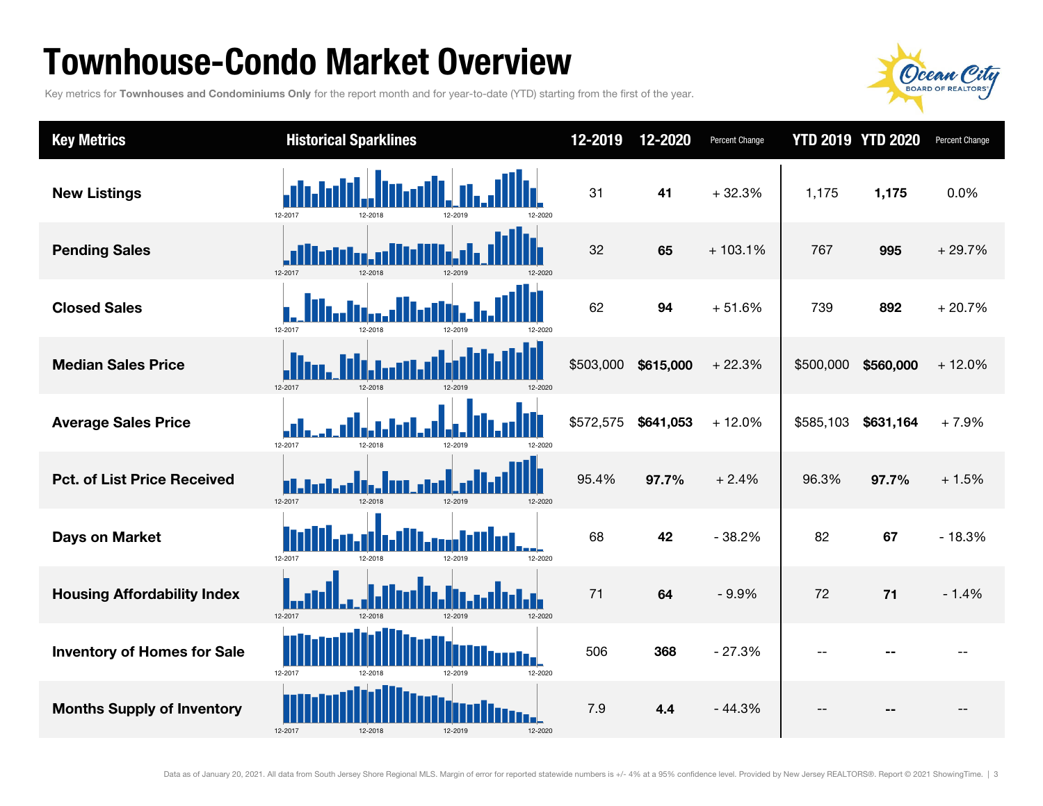# Townhouse-Condo Market Overview

Key metrics for **Townhouses and Condominiums Only** for the report month and for year-to-date (YTD) starting from the first of the year.

| Key Metrics | Historical Sparklines | 12-2019 | 12-2020 | Percent Change | YTD 2019 | YTD 2020 | Percent Change |
|---|---|---|---|---|---|---|---|
| New Listings | 12-2017 12-2018 12-2019 12-2020 | 31 | **41** | + 32.3% | 1,175 | **1,175** | 0.0% |
| Pending Sales | 12-2017 12-2018 12-2019 12-2020 | 32 | **65** | + 103.1% | 767 | **995** | + 29.7% |
| Closed Sales | 12-2017 12-2018 12-2019 12-2020 | 62 | **94** | + 51.6% | 739 | **892** | + 20.7% |
| Median Sales Price | 12-2017 12-2018 12-2019 12-2020 | $503,000 | **$615,000** | + 22.3% | $500,000 | **$560,000** | + 12.0% |
| Average Sales Price | 12-2017 12-2018 12-2019 12-2020 | $572,575 | **$641,053** | + 12.0% | $585,103 | **$631,164** | + 7.9% |
| Pct. of List Price Received | 12-2017 12-2018 12-2019 12-2020 | 95.4% | **97.7%** | + 2.4% | 96.3% | **97.7%** | + 1.5% |
| Days on Market | 12-2017 12-2018 12-2019 12-2020 | 68 | **42** | - 38.2% | 82 | **67** | - 18.3% |
| Housing Affordability Index | 12-2017 12-2018 12-2019 12-2020 | 71 | **64** | - 9.9% | 72 | **71** | - 1.4% |
| Inventory of Homes for Sale | 12-2017 12-2018 12-2019 12-2020 | 506 | **368** | - 27.3% | -- | **--** | -- |
| Months Supply of Inventory | 12-2017 12-2018 12-2019 12-2020 | 7.9 | **4.4** | - 44.3% | -- | **--** | -- |

Data as of January 20, 2021. All data from South Jersey Shore Regional MLS. Margin of error for reported statewide numbers is +/- 4% at a 95% confidence level. Provided by New Jersey REALTORS®. Report © 2021 ShowingTime.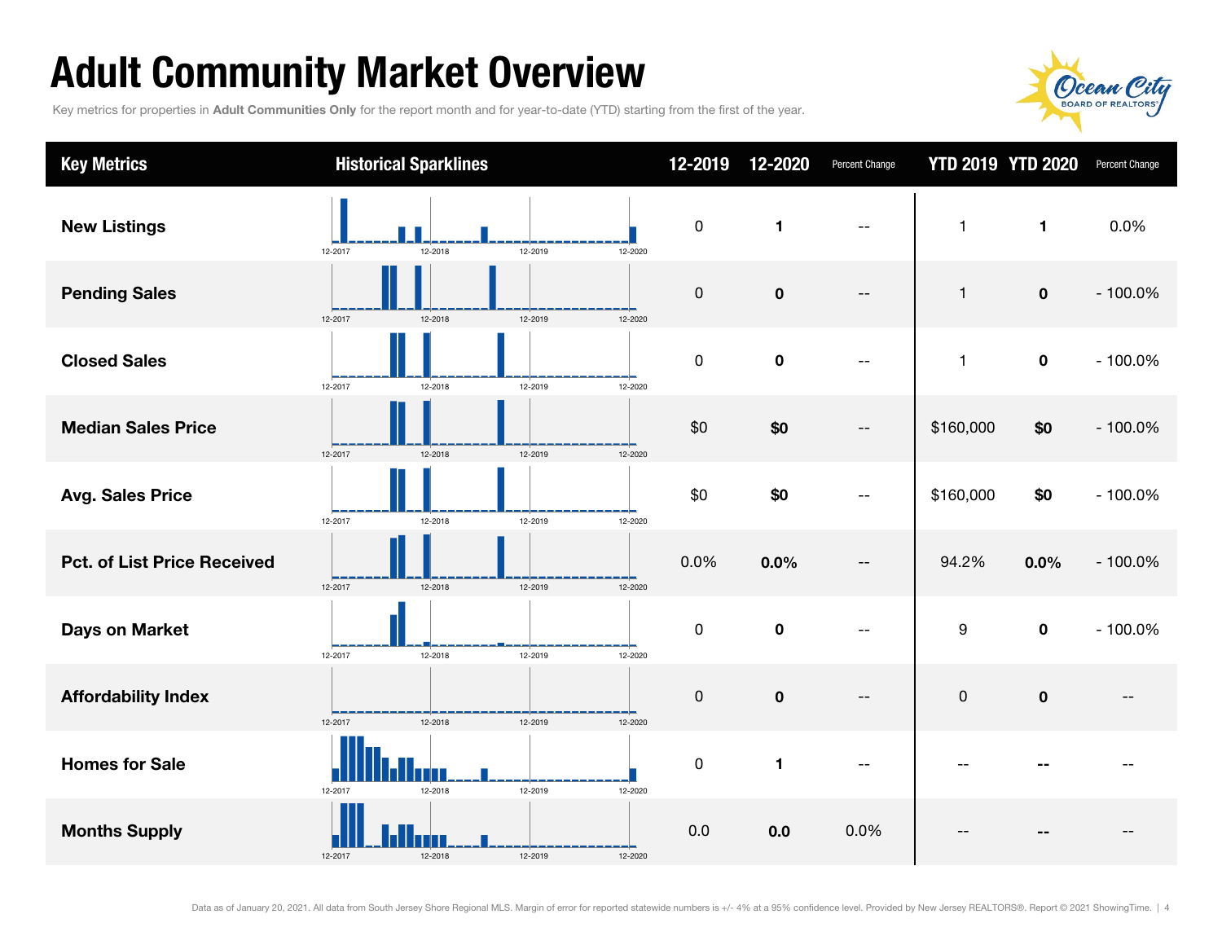# Adult Community Market Overview

Key metrics for properties in **Adult Communities Only** for the report month and for year-to-date (YTD) starting from the first of the year.

| Key Metrics | Historical Sparklines | 12-2019 | 12-2020 | Percent Change | YTD 2019 | YTD 2020 | Percent Change |
|---|---|---|---|---|---|---|---|
| **New Listings** | 12-2017 12-2018 12-2019 12-2020 | 0 | **1** | -- | 1 | **1** | 0.0% |
| **Pending Sales** | 12-2017 12-2018 12-2019 12-2020 | 0 | **0** | -- | 1 | **0** | - 100.0% |
| **Closed Sales** | 12-2017 12-2018 12-2019 12-2020 | 0 | **0** | -- | 1 | **0** | - 100.0% |
| **Median Sales Price** | 12-2017 12-2018 12-2019 12-2020 | $0 | **$0** | -- | $160,000 | **$0** | - 100.0% |
| **Avg. Sales Price** | 12-2017 12-2018 12-2019 12-2020 | $0 | **$0** | -- | $160,000 | **$0** | - 100.0% |
| **Pct. of List Price Received** | 12-2017 12-2018 12-2019 12-2020 | 0.0% | **0.0%** | -- | 94.2% | **0.0%** | - 100.0% |
| **Days on Market** | 12-2017 12-2018 12-2019 12-2020 | 0 | **0** | -- | 9 | **0** | - 100.0% |
| **Affordability Index** | 12-2017 12-2018 12-2019 12-2020 | 0 | **0** | -- | 0 | **0** | -- |
| **Homes for Sale** | 12-2017 12-2018 12-2019 12-2020 | 0 | **1** | -- | -- | **--** | -- |
| **Months Supply** | 12-2017 12-2018 12-2019 12-2020 | 0.0 | **0.0** | 0.0% | -- | **--** | -- |

Data as of January 20, 2021. All data from South Jersey Shore Regional MLS. Margin of error for reported statewide numbers is +/- 4% at a 95% confidence level. Provided by New Jersey REALTORS®. Report © 2021 ShowingTime.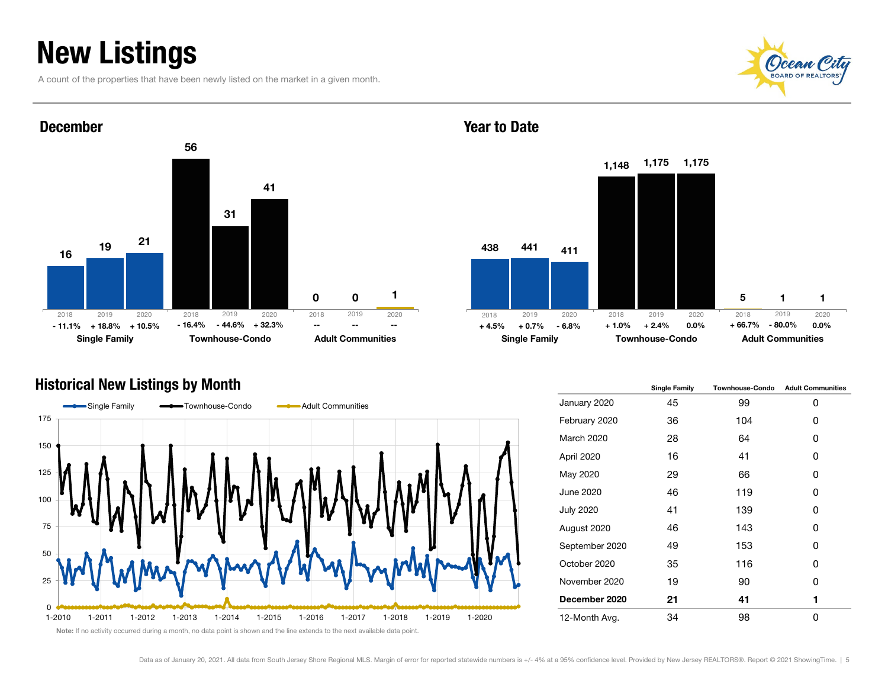# New Listings

A count of the properties that have been newly listed on the market in a given month.

## December

| | 2018 | 2019 | 2020 |
|---|---|---|---|
| Single Family | 16 | 19 | 21 |
| Change | - 11.1% | + 18.8% | + 10.5% |
| Townhouse-Condo | 56 | 31 | 41 |
| Change | - 16.4% | - 44.6% | + 32.3% |
| Adult Communities | 0 | 0 | 1 |
| Change | -- | -- | -- |

## Year to Date

| | 2018 | 2019 | 2020 |
|---|---|---|---|
| Single Family | 438 | 441 | 411 |
| Change | + 4.5% | + 0.7% | - 6.8% |
| Townhouse-Condo | 1,148 | 1,175 | 1,175 |
| Change | + 1.0% | + 2.4% | 0.0% |
| Adult Communities | 5 | 1 | 1 |
| Change | + 66.7% | - 80.0% | 0.0% |

## Historical New Listings by Month

| | Single Family | Townhouse-Condo | Adult Communities |
|---|---|---|---|
| January 2020 | 45 | 99 | 0 |
| February 2020 | 36 | 104 | 0 |
| March 2020 | 28 | 64 | 0 |
| April 2020 | 16 | 41 | 0 |
| May 2020 | 29 | 66 | 0 |
| June 2020 | 46 | 119 | 0 |
| July 2020 | 41 | 139 | 0 |
| August 2020 | 46 | 143 | 0 |
| September 2020 | 49 | 153 | 0 |
| October 2020 | 35 | 116 | 0 |
| November 2020 | 19 | 90 | 0 |
| **December 2020** | **21** | **41** | **1** |
| 12-Month Avg. | 34 | 98 | 0 |

**Note:** If no activity occurred during a month, no data point is shown and the line extends to the next available data point.

Data as of January 20, 2021. All data from South Jersey Shore Regional MLS. Margin of error for reported statewide numbers is +/- 4% at a 95% confidence level. Provided by New Jersey REALTORS®. Report © 2021 ShowingTime.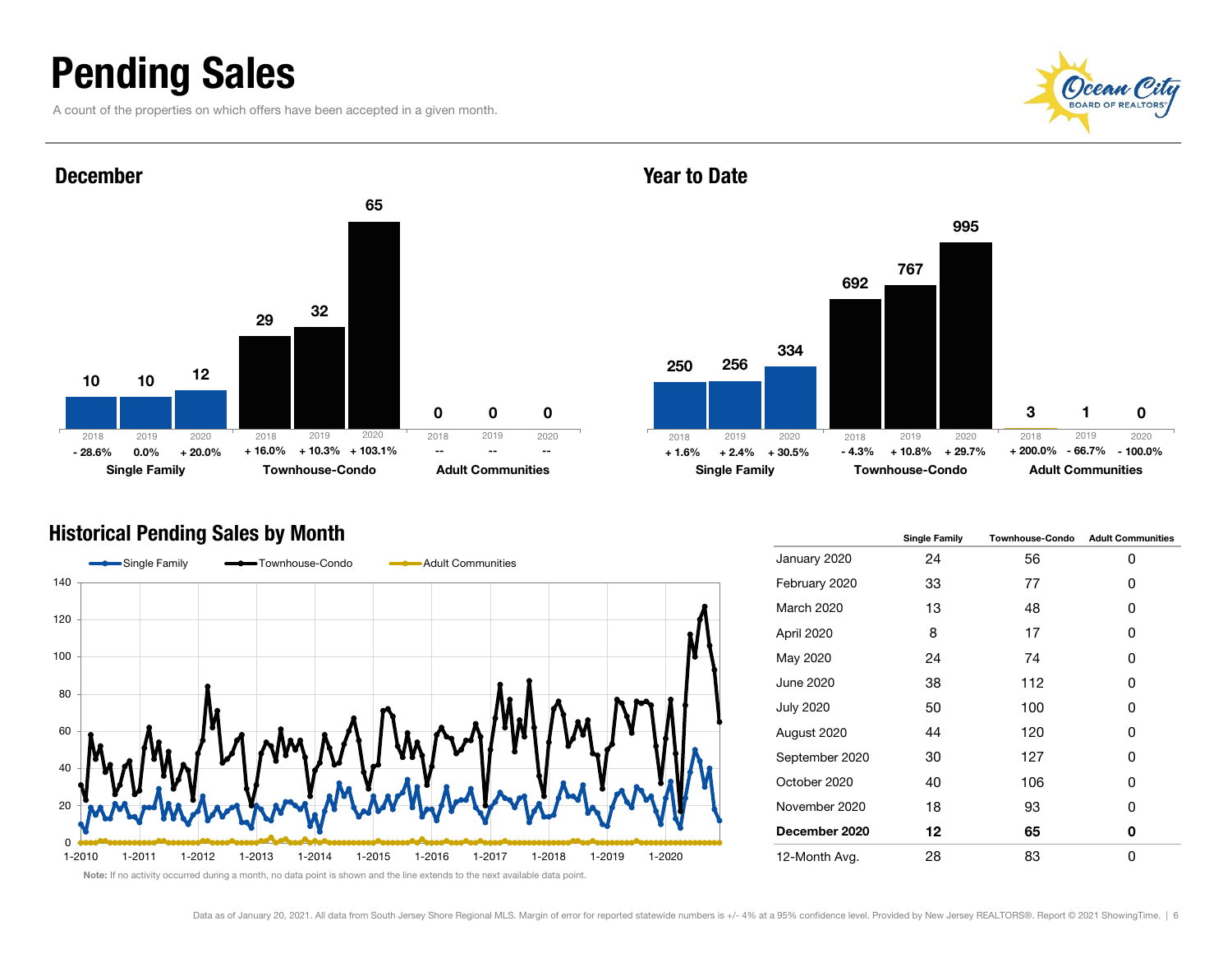# Pending Sales

A count of the properties on which offers have been accepted in a given month.

## December

| | 2018 | 2019 | 2020 |
|---|---|---|---|
| Single Family | 10 | 10 | 12 |
| % change | - 28.6% | 0.0% | + 20.0% |
| Townhouse-Condo | 29 | 32 | 65 |
| % change | + 16.0% | + 10.3% | + 103.1% |
| Adult Communities | 0 | 0 | 0 |
| % change | -- | -- | -- |

## Year to Date

| | 2018 | 2019 | 2020 |
|---|---|---|---|
| Single Family | 250 | 256 | 334 |
| % change | + 1.6% | + 2.4% | + 30.5% |
| Townhouse-Condo | 692 | 767 | 995 |
| % change | - 4.3% | + 10.8% | + 29.7% |
| Adult Communities | 3 | 1 | 0 |
| % change | + 200.0% | - 66.7% | - 100.0% |

## Historical Pending Sales by Month

Note: If no activity occurred during a month, no data point is shown and the line extends to the next available data point.

| | Single Family | Townhouse-Condo | Adult Communities |
|---|---|---|---|
| January 2020 | 24 | 56 | 0 |
| February 2020 | 33 | 77 | 0 |
| March 2020 | 13 | 48 | 0 |
| April 2020 | 8 | 17 | 0 |
| May 2020 | 24 | 74 | 0 |
| June 2020 | 38 | 112 | 0 |
| July 2020 | 50 | 100 | 0 |
| August 2020 | 44 | 120 | 0 |
| September 2020 | 30 | 127 | 0 |
| October 2020 | 40 | 106 | 0 |
| November 2020 | 18 | 93 | 0 |
| **December 2020** | **12** | **65** | **0** |
| 12-Month Avg. | 28 | 83 | 0 |

Data as of January 20, 2021. All data from South Jersey Shore Regional MLS. Margin of error for reported statewide numbers is +/- 4% at a 95% confidence level. Provided by New Jersey REALTORS®. Report © 2021 ShowingTime.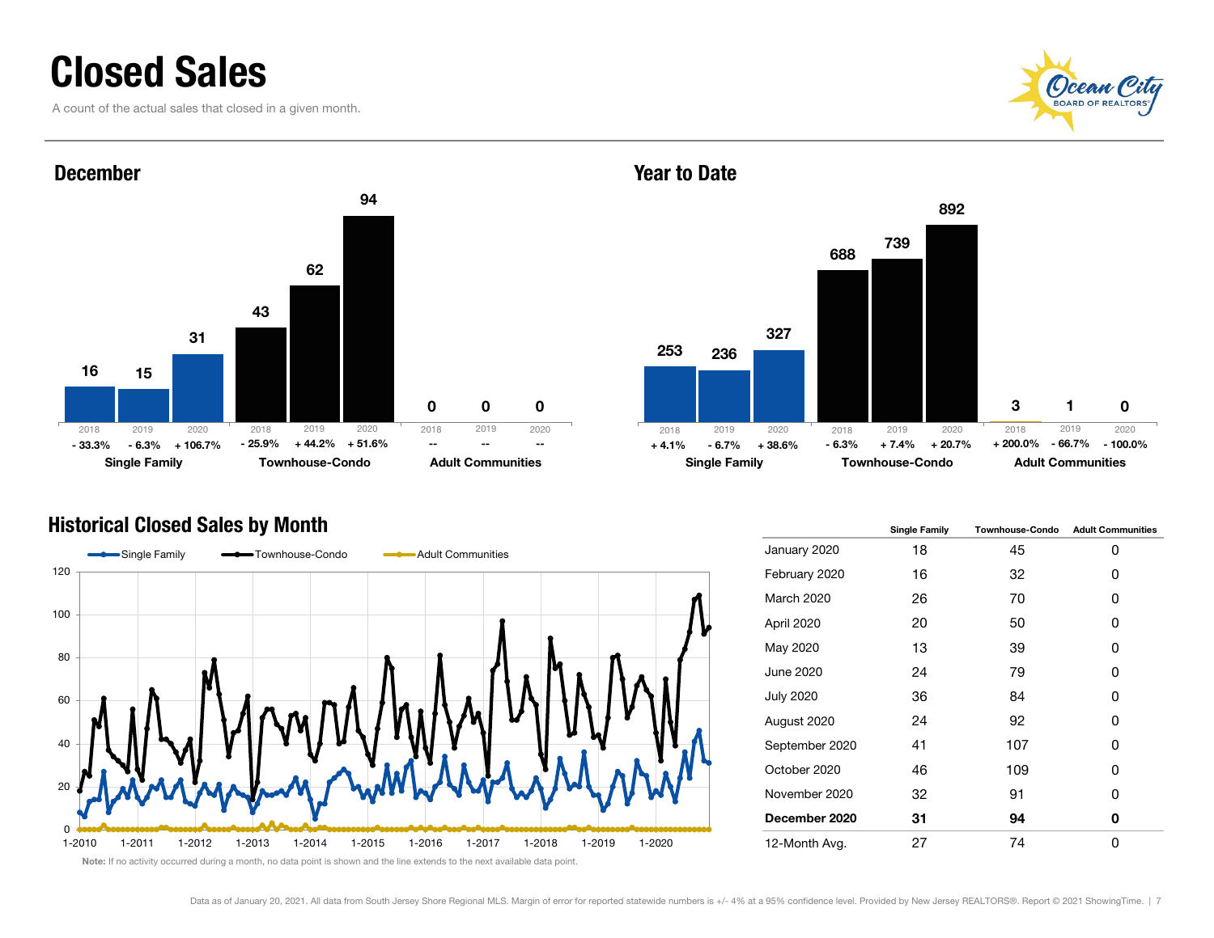# Closed Sales

A count of the actual sales that closed in a given month.

## December

| | 2018 | 2019 | 2020 |
|---|---|---|---|
| Single Family | 16 | 15 | 31 |
| | - 33.3% | - 6.3% | + 106.7% |
| Townhouse-Condo | 43 | 62 | 94 |
| | - 25.9% | + 44.2% | + 51.6% |
| Adult Communities | 0 | 0 | 0 |
| | -- | -- | -- |

## Year to Date

| | 2018 | 2019 | 2020 |
|---|---|---|---|
| Single Family | 253 | 236 | 327 |
| | + 4.1% | - 6.7% | + 38.6% |
| Townhouse-Condo | 688 | 739 | 892 |
| | - 6.3% | + 7.4% | + 20.7% |
| Adult Communities | 3 | 1 | 0 |
| | + 200.0% | - 66.7% | - 100.0% |

## Historical Closed Sales by Month

**Note:** If no activity occurred during a month, no data point is shown and the line extends to the next available data point.

| | Single Family | Townhouse-Condo | Adult Communities |
|---|---|---|---|
| January 2020 | 18 | 45 | 0 |
| February 2020 | 16 | 32 | 0 |
| March 2020 | 26 | 70 | 0 |
| April 2020 | 20 | 50 | 0 |
| May 2020 | 13 | 39 | 0 |
| June 2020 | 24 | 79 | 0 |
| July 2020 | 36 | 84 | 0 |
| August 2020 | 24 | 92 | 0 |
| September 2020 | 41 | 107 | 0 |
| October 2020 | 46 | 109 | 0 |
| November 2020 | 32 | 91 | 0 |
| **December 2020** | **31** | **94** | **0** |
| 12-Month Avg. | 27 | 74 | 0 |

Data as of January 20, 2021. All data from South Jersey Shore Regional MLS. Margin of error for reported statewide numbers is +/- 4% at a 95% confidence level. Provided by New Jersey REALTORS®. Report © 2021 ShowingTime.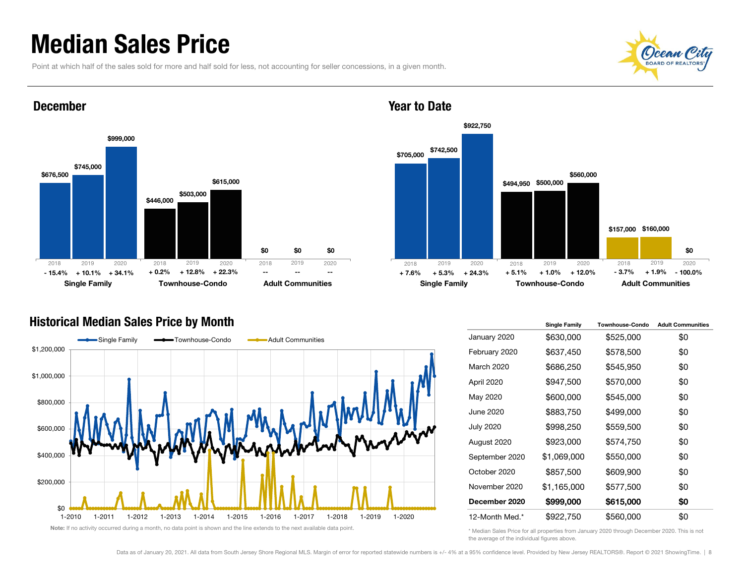# Median Sales Price

Point at which half of the sales sold for more and half sold for less, not accounting for seller concessions, in a given month.

## December

| | Single Family | | | Townhouse-Condo | | | Adult Communities | | |
|---|---|---|---|---|---|---|---|---|---|
| | 2018 | 2019 | 2020 | 2018 | 2019 | 2020 | 2018 | 2019 | 2020 |
| Median Sales Price | $676,500 | $745,000 | $999,000 | $446,000 | $503,000 | $615,000 | $0 | $0 | $0 |
| Change | - 15.4% | + 10.1% | + 34.1% | + 0.2% | + 12.8% | + 22.3% | -- | -- | -- |

## Year to Date

| | Single Family | | | Townhouse-Condo | | | Adult Communities | | |
|---|---|---|---|---|---|---|---|---|---|
| | 2018 | 2019 | 2020 | 2018 | 2019 | 2020 | 2018 | 2019 | 2020 |
| Median Sales Price | $705,000 | $742,500 | $922,750 | $494,950 | $500,000 | $560,000 | $157,000 | $160,000 | $0 |
| Change | + 7.6% | + 5.3% | + 24.3% | + 5.1% | + 1.0% | + 12.0% | - 3.7% | + 1.9% | - 100.0% |

## Historical Median Sales Price by Month

Note: If no activity occurred during a month, no data point is shown and the line extends to the next available data point.

| | Single Family | Townhouse-Condo | Adult Communities |
|---|---|---|---|
| January 2020 | $630,000 | $525,000 | $0 |
| February 2020 | $637,450 | $578,500 | $0 |
| March 2020 | $686,250 | $545,950 | $0 |
| April 2020 | $947,500 | $570,000 | $0 |
| May 2020 | $600,000 | $545,000 | $0 |
| June 2020 | $883,750 | $499,000 | $0 |
| July 2020 | $998,250 | $559,500 | $0 |
| August 2020 | $923,000 | $574,750 | $0 |
| September 2020 | $1,069,000 | $550,000 | $0 |
| October 2020 | $857,500 | $609,900 | $0 |
| November 2020 | $1,165,000 | $577,500 | $0 |
| **December 2020** | **$999,000** | **$615,000** | **$0** |
| 12-Month Med.* | $922,750 | $560,000 | $0 |

\* Median Sales Price for all properties from January 2020 through December 2020. This is not the average of the individual figures above.

Data as of January 20, 2021. All data from South Jersey Shore Regional MLS. Margin of error for reported statewide numbers is +/- 4% at a 95% confidence level. Provided by New Jersey REALTORS®. Report © 2021 ShowingTime.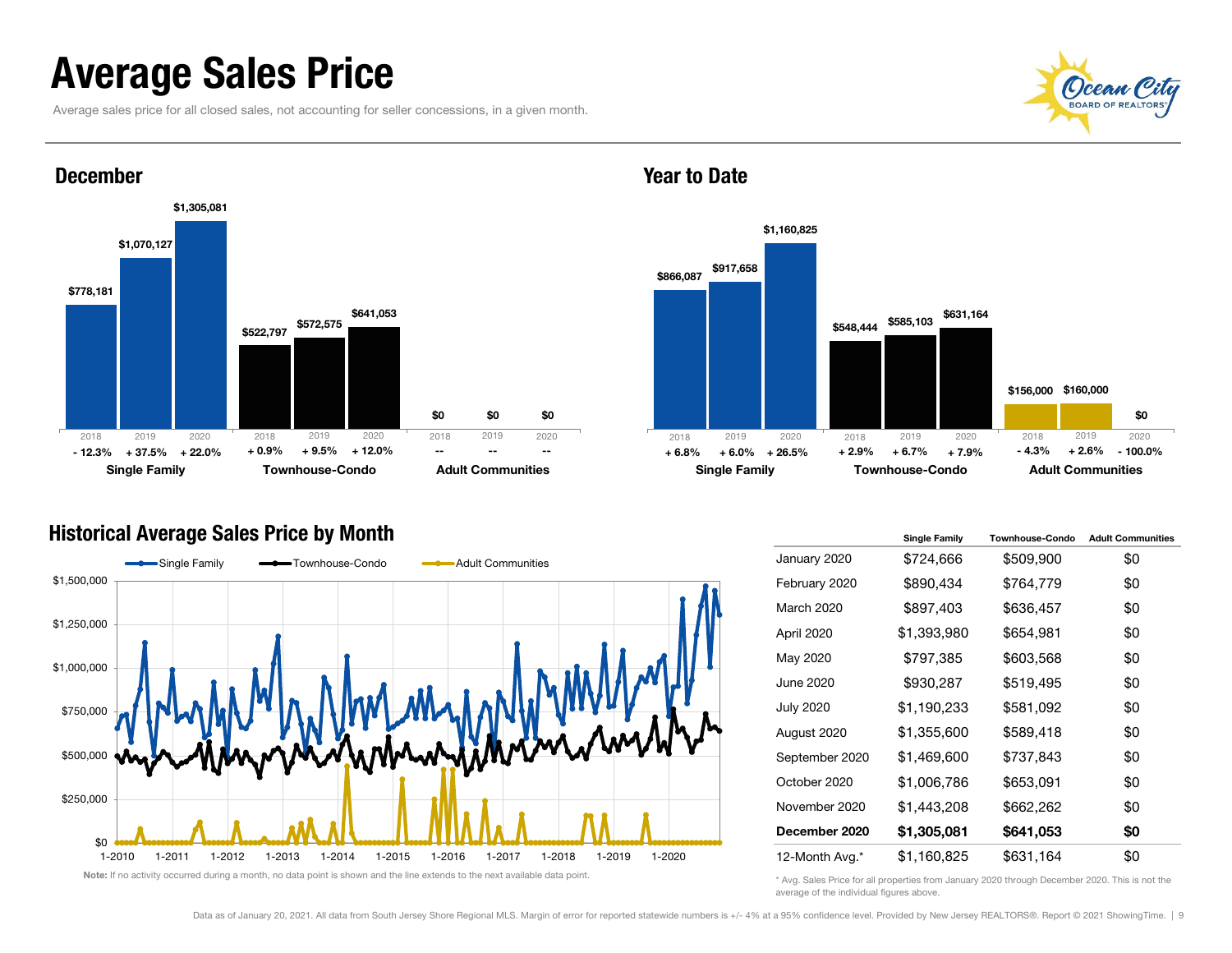# Average Sales Price

Average sales price for all closed sales, not accounting for seller concessions, in a given month.

## December

| | 2018 | 2019 | 2020 |
|---|---|---|---|
| **Single Family** | $778,181 (- 12.3%) | $1,070,127 (+ 37.5%) | $1,305,081 (+ 22.0%) |
| **Townhouse-Condo** | $522,797 (+ 0.9%) | $572,575 (+ 9.5%) | $641,053 (+ 12.0%) |
| **Adult Communities** | $0 (--) | $0 (--) | $0 (--) |

## Year to Date

| | 2018 | 2019 | 2020 |
|---|---|---|---|
| **Single Family** | $866,087 (+ 6.8%) | $917,658 (+ 6.0%) | $1,160,825 (+ 26.5%) |
| **Townhouse-Condo** | $548,444 (+ 2.9%) | $585,103 (+ 6.7%) | $631,164 (+ 7.9%) |
| **Adult Communities** | $156,000 (- 4.3%) | $160,000 (+ 2.6%) | $0 (- 100.0%) |

## Historical Average Sales Price by Month

Note: If no activity occurred during a month, no data point is shown and the line extends to the next available data point.

| | Single Family | Townhouse-Condo | Adult Communities |
|---|---|---|---|
| January 2020 | $724,666 | $509,900 | $0 |
| February 2020 | $890,434 | $764,779 | $0 |
| March 2020 | $897,403 | $636,457 | $0 |
| April 2020 | $1,393,980 | $654,981 | $0 |
| May 2020 | $797,385 | $603,568 | $0 |
| June 2020 | $930,287 | $519,495 | $0 |
| July 2020 | $1,190,233 | $581,092 | $0 |
| August 2020 | $1,355,600 | $589,418 | $0 |
| September 2020 | $1,469,600 | $737,843 | $0 |
| October 2020 | $1,006,786 | $653,091 | $0 |
| November 2020 | $1,443,208 | $662,262 | $0 |
| **December 2020** | **$1,305,081** | **$641,053** | **$0** |
| 12-Month Avg.* | $1,160,825 | $631,164 | $0 |

\* Avg. Sales Price for all properties from January 2020 through December 2020. This is not the average of the individual figures above.

Data as of January 20, 2021. All data from South Jersey Shore Regional MLS. Margin of error for reported statewide numbers is +/- 4% at a 95% confidence level. Provided by New Jersey REALTORS®. Report © 2021 ShowingTime.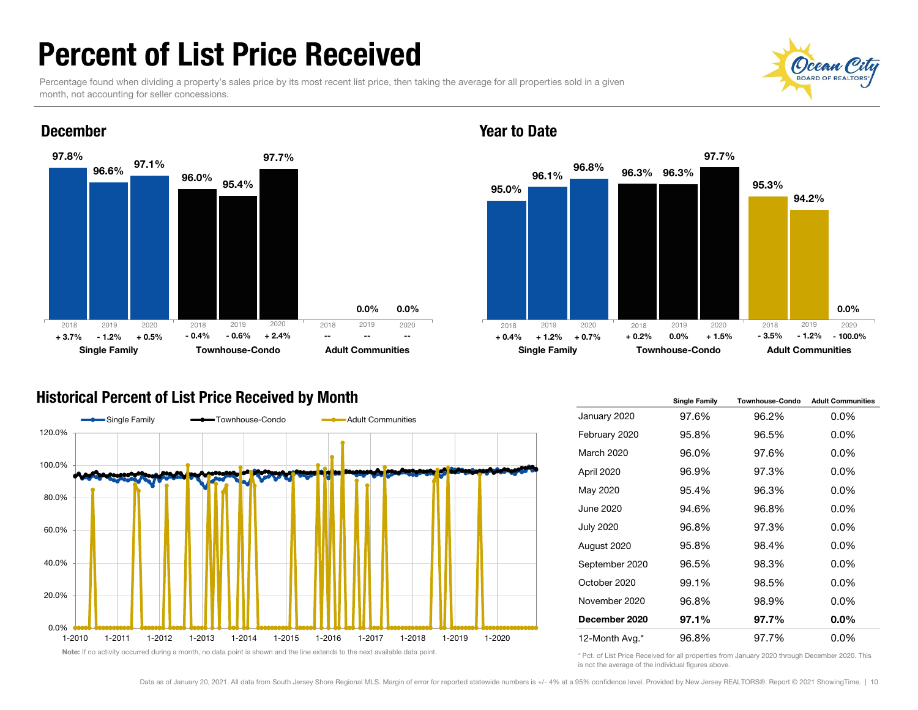# Percent of List Price Received

Percentage found when dividing a property's sales price by its most recent list price, then taking the average for all properties sold in a given month, not accounting for seller concessions.

## December

| | 2018 | 2019 | 2020 |
|---|---|---|---|
| Single Family | 97.8% (+ 3.7%) | 96.6% (- 1.2%) | 97.1% (+ 0.5%) |
| Townhouse-Condo | 96.0% (- 0.4%) | 95.4% (- 0.6%) | 97.7% (+ 2.4%) |
| Adult Communities | (--) | 0.0% (--) | 0.0% (--) |

## Year to Date

| | 2018 | 2019 | 2020 |
|---|---|---|---|
| Single Family | 95.0% (+ 0.4%) | 96.1% (+ 1.2%) | 96.8% (+ 0.7%) |
| Townhouse-Condo | 96.3% (+ 0.2%) | 96.3% (0.0%) | 97.7% (+ 1.5%) |
| Adult Communities | 95.3% (- 3.5%) | 94.2% (- 1.2%) | 0.0% (- 100.0%) |

## Historical Percent of List Price Received by Month

Note: If no activity occurred during a month, no data point is shown and the line extends to the next available data point.

| | Single Family | Townhouse-Condo | Adult Communities |
|---|---|---|---|
| January 2020 | 97.6% | 96.2% | 0.0% |
| February 2020 | 95.8% | 96.5% | 0.0% |
| March 2020 | 96.0% | 97.6% | 0.0% |
| April 2020 | 96.9% | 97.3% | 0.0% |
| May 2020 | 95.4% | 96.3% | 0.0% |
| June 2020 | 94.6% | 96.8% | 0.0% |
| July 2020 | 96.8% | 97.3% | 0.0% |
| August 2020 | 95.8% | 98.4% | 0.0% |
| September 2020 | 96.5% | 98.3% | 0.0% |
| October 2020 | 99.1% | 98.5% | 0.0% |
| November 2020 | 96.8% | 98.9% | 0.0% |
| **December 2020** | **97.1%** | **97.7%** | **0.0%** |
| 12-Month Avg.* | 96.8% | 97.7% | 0.0% |

* Pct. of List Price Received for all properties from January 2020 through December 2020. This is not the average of the individual figures above.

Data as of January 20, 2021. All data from South Jersey Shore Regional MLS. Margin of error for reported statewide numbers is +/- 4% at a 95% confidence level. Provided by New Jersey REALTORS®. Report © 2021 ShowingTime.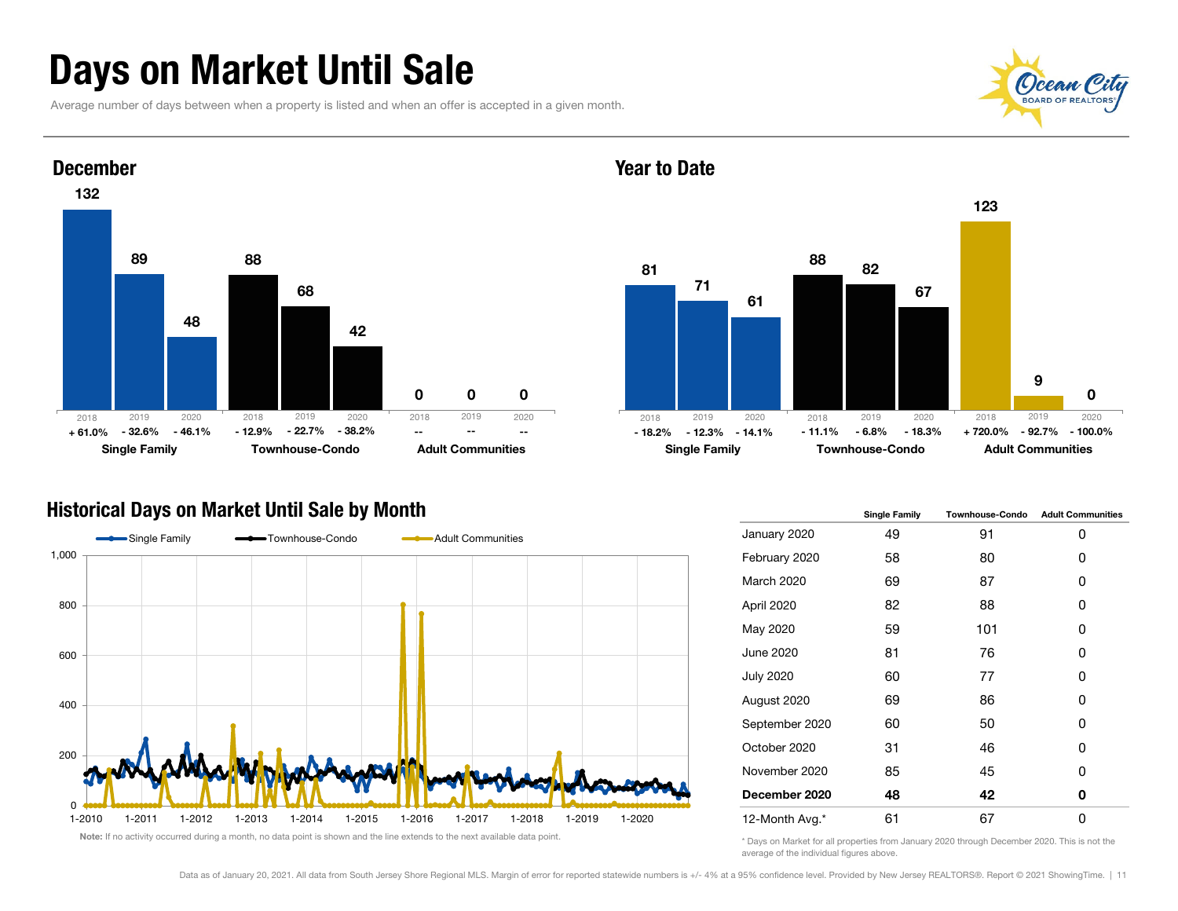# Days on Market Until Sale

Average number of days between when a property is listed and when an offer is accepted in a given month.

## December

| | 2018 | 2019 | 2020 |
|---|---|---|---|
| Single Family | 132 | 89 | 48 |
| | + 61.0% | - 32.6% | - 46.1% |
| Townhouse-Condo | 88 | 68 | 42 |
| | - 12.9% | - 22.7% | - 38.2% |
| Adult Communities | 0 | 0 | 0 |
| | -- | -- | -- |

## Year to Date

| | 2018 | 2019 | 2020 |
|---|---|---|---|
| Single Family | 81 | 71 | 61 |
| | - 18.2% | - 12.3% | - 14.1% |
| Townhouse-Condo | 88 | 82 | 67 |
| | - 11.1% | - 6.8% | - 18.3% |
| Adult Communities | 123 | 9 | 0 |
| | + 720.0% | - 92.7% | - 100.0% |

## Historical Days on Market Until Sale by Month

Note: If no activity occurred during a month, no data point is shown and the line extends to the next available data point.

| | Single Family | Townhouse-Condo | Adult Communities |
|---|---|---|---|
| January 2020 | 49 | 91 | 0 |
| February 2020 | 58 | 80 | 0 |
| March 2020 | 69 | 87 | 0 |
| April 2020 | 82 | 88 | 0 |
| May 2020 | 59 | 101 | 0 |
| June 2020 | 81 | 76 | 0 |
| July 2020 | 60 | 77 | 0 |
| August 2020 | 69 | 86 | 0 |
| September 2020 | 60 | 50 | 0 |
| October 2020 | 31 | 46 | 0 |
| November 2020 | 85 | 45 | 0 |
| **December 2020** | **48** | **42** | **0** |
| 12-Month Avg.* | 61 | 67 | 0 |

\* Days on Market for all properties from January 2020 through December 2020. This is not the average of the individual figures above.

Data as of January 20, 2021. All data from South Jersey Shore Regional MLS. Margin of error for reported statewide numbers is +/- 4% at a 95% confidence level. Provided by New Jersey REALTORS®. Report © 2021 ShowingTime.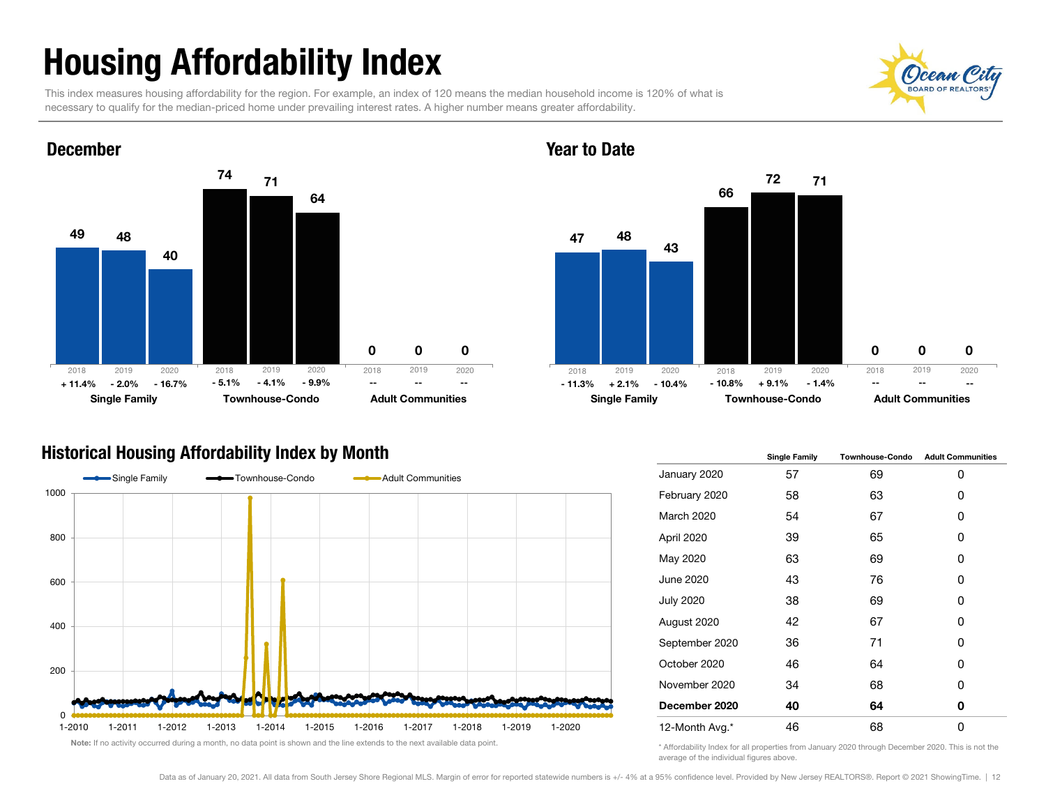# Housing Affordability Index

This index measures housing affordability for the region. For example, an index of 120 means the median household income is 120% of what is necessary to qualify for the median-priced home under prevailing interest rates. A higher number means greater affordability.

## December

| | 2018 | 2019 | 2020 |
|---|---|---|---|
| Single Family | 49 | 48 | 40 |
| | + 11.4% | - 2.0% | - 16.7% |
| Townhouse-Condo | 74 | 71 | 64 |
| | - 5.1% | - 4.1% | - 9.9% |
| Adult Communities | 0 | 0 | 0 |
| | -- | -- | -- |

## Year to Date

| | 2018 | 2019 | 2020 |
|---|---|---|---|
| Single Family | 47 | 48 | 43 |
| | - 11.3% | + 2.1% | - 10.4% |
| Townhouse-Condo | 66 | 72 | 71 |
| | - 10.8% | + 9.1% | - 1.4% |
| Adult Communities | 0 | 0 | 0 |
| | -- | -- | -- |

## Historical Housing Affordability Index by Month

Note: If no activity occurred during a month, no data point is shown and the line extends to the next available data point.

| | Single Family | Townhouse-Condo | Adult Communities |
|---|---|---|---|
| January 2020 | 57 | 69 | 0 |
| February 2020 | 58 | 63 | 0 |
| March 2020 | 54 | 67 | 0 |
| April 2020 | 39 | 65 | 0 |
| May 2020 | 63 | 69 | 0 |
| June 2020 | 43 | 76 | 0 |
| July 2020 | 38 | 69 | 0 |
| August 2020 | 42 | 67 | 0 |
| September 2020 | 36 | 71 | 0 |
| October 2020 | 46 | 64 | 0 |
| November 2020 | 34 | 68 | 0 |
| **December 2020** | **40** | **64** | **0** |
| 12-Month Avg.* | 46 | 68 | 0 |

* Affordability Index for all properties from January 2020 through December 2020. This is not the average of the individual figures above.

Data as of January 20, 2021. All data from South Jersey Shore Regional MLS. Margin of error for reported statewide numbers is +/- 4% at a 95% confidence level. Provided by New Jersey REALTORS®. Report © 2021 ShowingTime.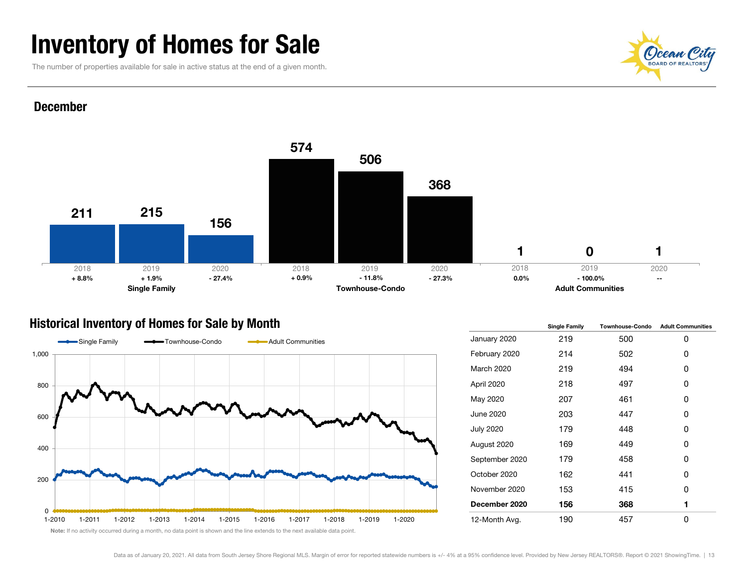# Inventory of Homes for Sale

The number of properties available for sale in active status at the end of a given month.

## December

| | 2018 | 2019 | 2020 |
|---|---|---|---|
| **Single Family** | 211 (+ 8.8%) | 215 (+ 1.9%) | 156 (- 27.4%) |
| **Townhouse-Condo** | 574 (+ 0.9%) | 506 (- 11.8%) | 368 (- 27.3%) |
| **Adult Communities** | 1 (0.0%) | 0 (- 100.0%) | 1 (--) |

## Historical Inventory of Homes for Sale by Month

Note: If no activity occurred during a month, no data point is shown and the line extends to the next available data point.

| | Single Family | Townhouse-Condo | Adult Communities |
|---|---|---|---|
| January 2020 | 219 | 500 | 0 |
| February 2020 | 214 | 502 | 0 |
| March 2020 | 219 | 494 | 0 |
| April 2020 | 218 | 497 | 0 |
| May 2020 | 207 | 461 | 0 |
| June 2020 | 203 | 447 | 0 |
| July 2020 | 179 | 448 | 0 |
| August 2020 | 169 | 449 | 0 |
| September 2020 | 179 | 458 | 0 |
| October 2020 | 162 | 441 | 0 |
| November 2020 | 153 | 415 | 0 |
| **December 2020** | **156** | **368** | **1** |
| 12-Month Avg. | 190 | 457 | 0 |

Data as of January 20, 2021. All data from South Jersey Shore Regional MLS. Margin of error for reported statewide numbers is +/- 4% at a 95% confidence level. Provided by New Jersey REALTORS®. Report © 2021 ShowingTime.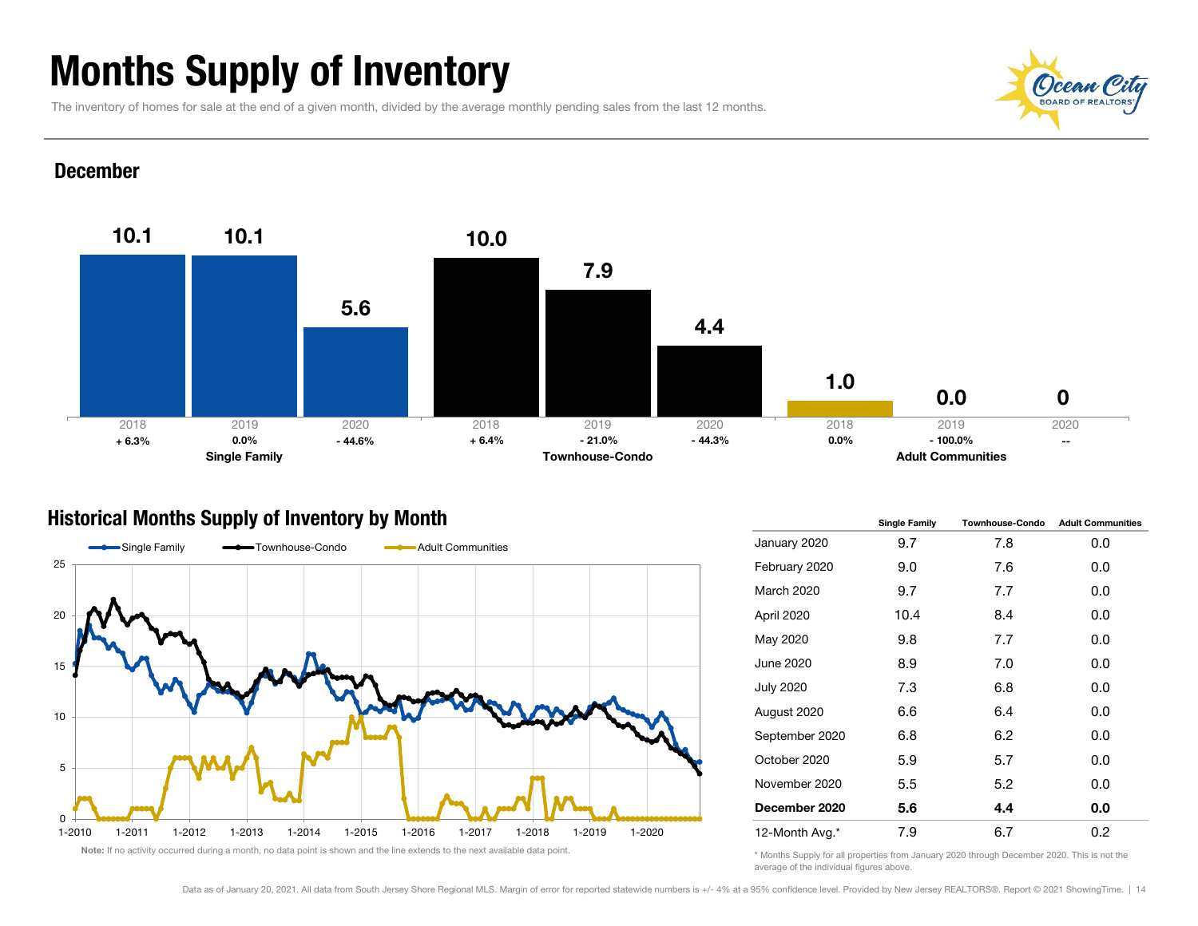# Months Supply of Inventory

The inventory of homes for sale at the end of a given month, divided by the average monthly pending sales from the last 12 months.

## December

| | 2018 | 2019 | 2020 |
|---|---|---|---|
| **Single Family** | 10.1 | 10.1 | 5.6 |
| Change | + 6.3% | 0.0% | - 44.6% |
| **Townhouse-Condo** | 10.0 | 7.9 | 4.4 |
| Change | + 6.4% | - 21.0% | - 44.3% |
| **Adult Communities** | 1.0 | 0.0 | 0 |
| Change | 0.0% | - 100.0% | -- |

## Historical Months Supply of Inventory by Month

Single Family — Townhouse-Condo — Adult Communities

**Note:** If no activity occurred during a month, no data point is shown and the line extends to the next available data point.

| | Single Family | Townhouse-Condo | Adult Communities |
|---|---|---|---|
| January 2020 | 9.7 | 7.8 | 0.0 |
| February 2020 | 9.0 | 7.6 | 0.0 |
| March 2020 | 9.7 | 7.7 | 0.0 |
| April 2020 | 10.4 | 8.4 | 0.0 |
| May 2020 | 9.8 | 7.7 | 0.0 |
| June 2020 | 8.9 | 7.0 | 0.0 |
| July 2020 | 7.3 | 6.8 | 0.0 |
| August 2020 | 6.6 | 6.4 | 0.0 |
| September 2020 | 6.8 | 6.2 | 0.0 |
| October 2020 | 5.9 | 5.7 | 0.0 |
| November 2020 | 5.5 | 5.2 | 0.0 |
| **December 2020** | **5.6** | **4.4** | **0.0** |
| 12-Month Avg.* | 7.9 | 6.7 | 0.2 |

* Months Supply for all properties from January 2020 through December 2020. This is not the average of the individual figures above.

Data as of January 20, 2021. All data from South Jersey Shore Regional MLS. Margin of error for reported statewide numbers is +/- 4% at a 95% confidence level. Provided by New Jersey REALTORS®. Report © 2021 ShowingTime.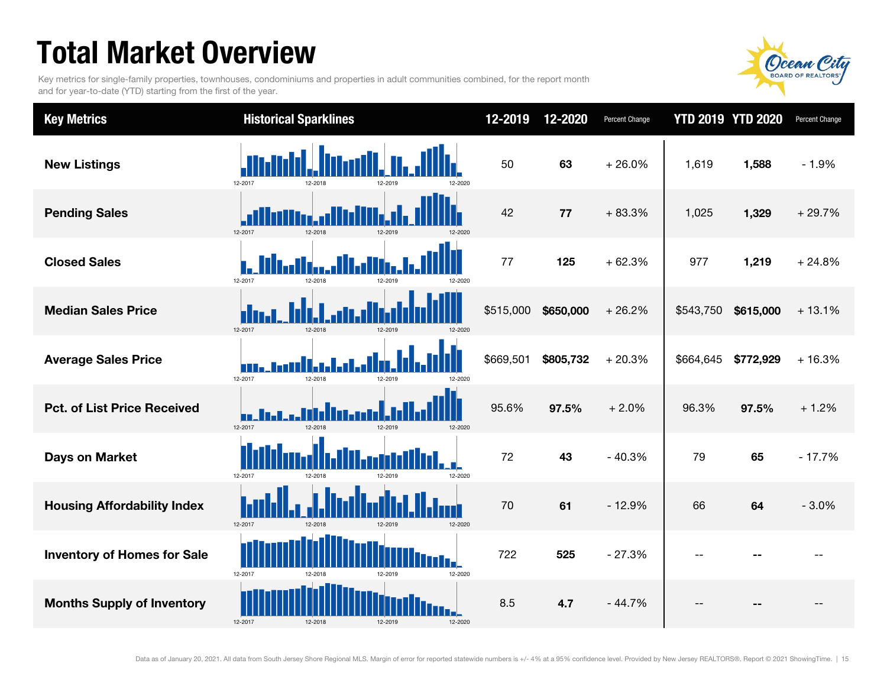# Total Market Overview

Key metrics for single-family properties, townhouses, condominiums and properties in adult communities combined, for the report month and for year-to-date (YTD) starting from the first of the year.

| Key Metrics | Historical Sparklines | 12-2019 | 12-2020 | Percent Change | YTD 2019 | YTD 2020 | Percent Change |
|---|---|---|---|---|---|---|---|
| New Listings | 12-2017 12-2018 12-2019 12-2020 | 50 | **63** | + 26.0% | 1,619 | **1,588** | - 1.9% |
| Pending Sales | 12-2017 12-2018 12-2019 12-2020 | 42 | **77** | + 83.3% | 1,025 | **1,329** | + 29.7% |
| Closed Sales | 12-2017 12-2018 12-2019 12-2020 | 77 | **125** | + 62.3% | 977 | **1,219** | + 24.8% |
| Median Sales Price | 12-2017 12-2018 12-2019 12-2020 | $515,000 | **$650,000** | + 26.2% | $543,750 | **$615,000** | + 13.1% |
| Average Sales Price | 12-2017 12-2018 12-2019 12-2020 | $669,501 | **$805,732** | + 20.3% | $664,645 | **$772,929** | + 16.3% |
| Pct. of List Price Received | 12-2017 12-2018 12-2019 12-2020 | 95.6% | **97.5%** | + 2.0% | 96.3% | **97.5%** | + 1.2% |
| Days on Market | 12-2017 12-2018 12-2019 12-2020 | 72 | **43** | - 40.3% | 79 | **65** | - 17.7% |
| Housing Affordability Index | 12-2017 12-2018 12-2019 12-2020 | 70 | **61** | - 12.9% | 66 | **64** | - 3.0% |
| Inventory of Homes for Sale | 12-2017 12-2018 12-2019 12-2020 | 722 | **525** | - 27.3% | -- | **--** | -- |
| Months Supply of Inventory | 12-2017 12-2018 12-2019 12-2020 | 8.5 | **4.7** | - 44.7% | -- | **--** | -- |

Data as of January 20, 2021. All data from South Jersey Shore Regional MLS. Margin of error for reported statewide numbers is +/- 4% at a 95% confidence level. Provided by New Jersey REALTORS®. Report © 2021 ShowingTime.